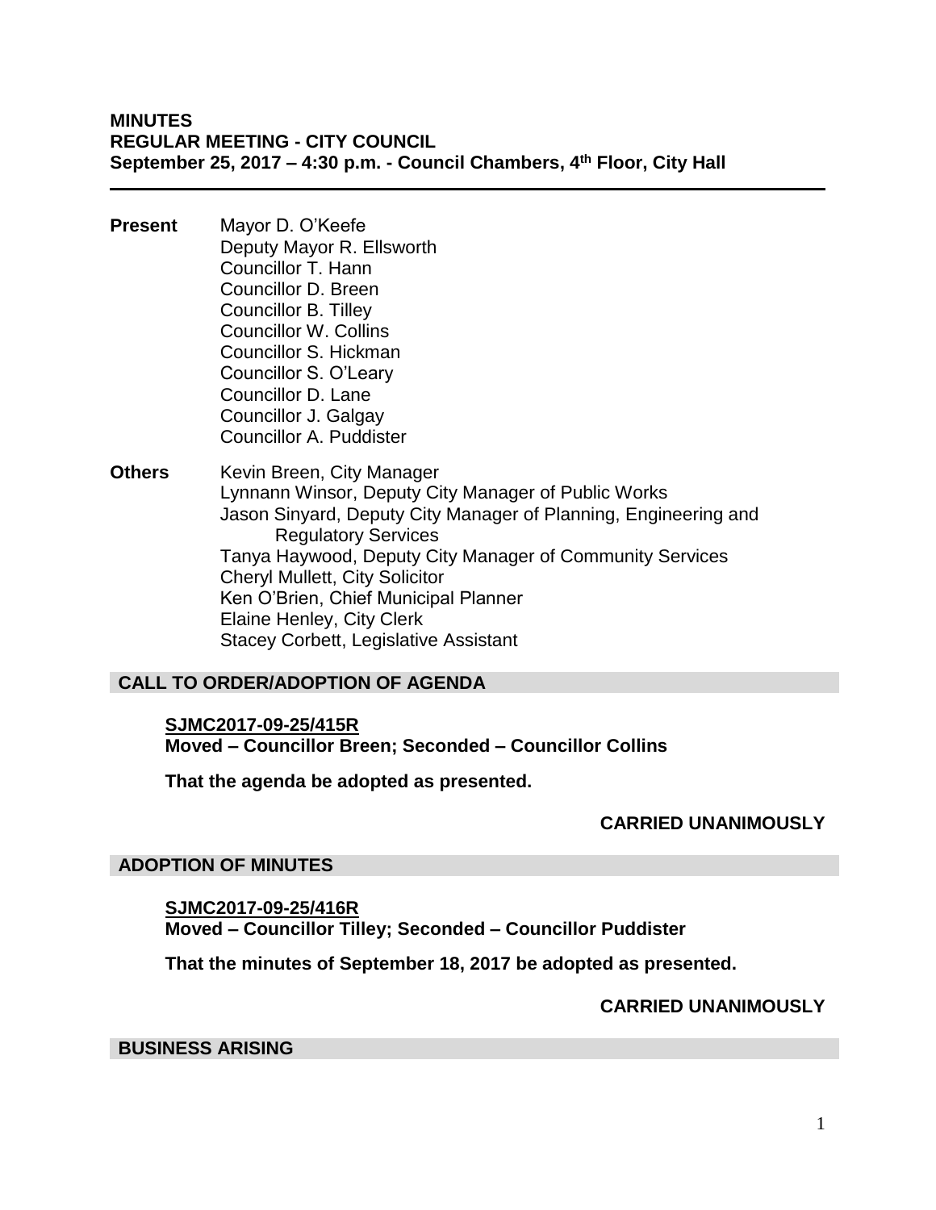**MINUTES**
**REGULAR MEETING - CITY COUNCIL**
**September 25, 2017 – 4:30 p.m. - Council Chambers, 4th Floor, City Hall**

---

**Present**

Mayor D. O'Keefe
Deputy Mayor R. Ellsworth
Councillor T. Hann
Councillor D. Breen
Councillor B. Tilley
Councillor W. Collins
Councillor S. Hickman
Councillor S. O'Leary
Councillor D. Lane
Councillor J. Galgay
Councillor A. Puddister

**Others**

Kevin Breen, City Manager
Lynnann Winsor, Deputy City Manager of Public Works
Jason Sinyard, Deputy City Manager of Planning, Engineering and Regulatory Services
Tanya Haywood, Deputy City Manager of Community Services
Cheryl Mullett, City Solicitor
Ken O'Brien, Chief Municipal Planner
Elaine Henley, City Clerk
Stacey Corbett, Legislative Assistant

## CALL TO ORDER/ADOPTION OF AGENDA

**SJMC2017-09-25/415R**
**Moved – Councillor Breen; Seconded – Councillor Collins**

**That the agenda be adopted as presented.**

**CARRIED UNANIMOUSLY**

## ADOPTION OF MINUTES

**SJMC2017-09-25/416R**
**Moved – Councillor Tilley; Seconded – Councillor Puddister**

**That the minutes of September 18, 2017 be adopted as presented.**

**CARRIED UNANIMOUSLY**

## BUSINESS ARISING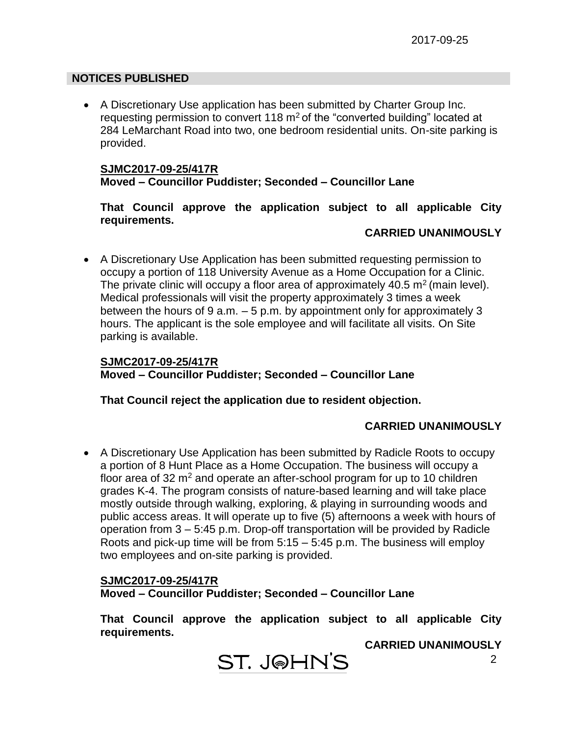## NOTICES PUBLISHED

- A Discretionary Use application has been submitted by Charter Group Inc. requesting permission to convert 118 $m^2$ of the "converted building" located at 284 LeMarchant Road into two, one bedroom residential units. On-site parking is provided.

  **SJMC2017-09-25/417R**
  **Moved – Councillor Puddister; Seconded – Councillor Lane**

  **That Council approve the application subject to all applicable City requirements.**

  **CARRIED UNANIMOUSLY**

- A Discretionary Use Application has been submitted requesting permission to occupy a portion of 118 University Avenue as a Home Occupation for a Clinic. The private clinic will occupy a floor area of approximately 40.5 $m^2$ (main level). Medical professionals will visit the property approximately 3 times a week between the hours of 9 a.m. – 5 p.m. by appointment only for approximately 3 hours. The applicant is the sole employee and will facilitate all visits. On Site parking is available.

  **SJMC2017-09-25/417R**
  **Moved – Councillor Puddister; Seconded – Councillor Lane**

  **That Council reject the application due to resident objection.**

  **CARRIED UNANIMOUSLY**

- A Discretionary Use Application has been submitted by Radicle Roots to occupy a portion of 8 Hunt Place as a Home Occupation. The business will occupy a floor area of 32 $m^2$ and operate an after-school program for up to 10 children grades K-4. The program consists of nature-based learning and will take place mostly outside through walking, exploring, & playing in surrounding woods and public access areas. It will operate up to five (5) afternoons a week with hours of operation from 3 – 5:45 p.m. Drop-off transportation will be provided by Radicle Roots and pick-up time will be from 5:15 – 5:45 p.m. The business will employ two employees and on-site parking is provided.

  **SJMC2017-09-25/417R**
  **Moved – Councillor Puddister; Seconded – Councillor Lane**

  **That Council approve the application subject to all applicable City requirements.**

  **CARRIED UNANIMOUSLY**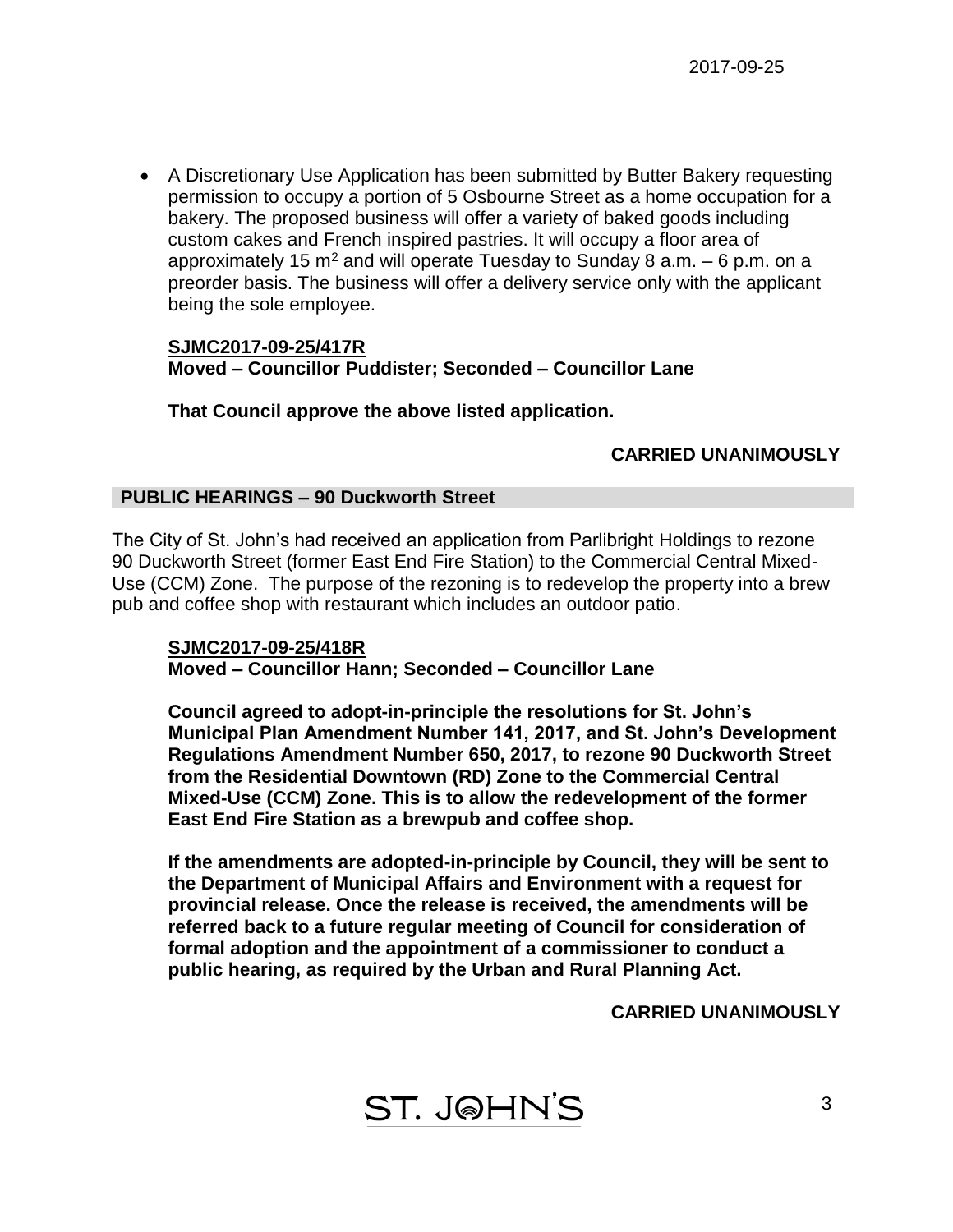- A Discretionary Use Application has been submitted by Butter Bakery requesting permission to occupy a portion of 5 Osbourne Street as a home occupation for a bakery. The proposed business will offer a variety of baked goods including custom cakes and French inspired pastries. It will occupy a floor area of approximately 15 $m^2$ and will operate Tuesday to Sunday 8 a.m. – 6 p.m. on a preorder basis. The business will offer a delivery service only with the applicant being the sole employee.

**SJMC2017-09-25/417R**
**Moved – Councillor Puddister; Seconded – Councillor Lane**

**That Council approve the above listed application.**

**CARRIED UNANIMOUSLY**

## PUBLIC HEARINGS – 90 Duckworth Street

The City of St. John's had received an application from Parlibright Holdings to rezone 90 Duckworth Street (former East End Fire Station) to the Commercial Central Mixed-Use (CCM) Zone. The purpose of the rezoning is to redevelop the property into a brew pub and coffee shop with restaurant which includes an outdoor patio.

**SJMC2017-09-25/418R**
**Moved – Councillor Hann; Seconded – Councillor Lane**

**Council agreed to adopt-in-principle the resolutions for St. John's Municipal Plan Amendment Number 141, 2017, and St. John's Development Regulations Amendment Number 650, 2017, to rezone 90 Duckworth Street from the Residential Downtown (RD) Zone to the Commercial Central Mixed-Use (CCM) Zone. This is to allow the redevelopment of the former East End Fire Station as a brewpub and coffee shop.**

**If the amendments are adopted-in-principle by Council, they will be sent to the Department of Municipal Affairs and Environment with a request for provincial release. Once the release is received, the amendments will be referred back to a future regular meeting of Council for consideration of formal adoption and the appointment of a commissioner to conduct a public hearing, as required by the Urban and Rural Planning Act.**

**CARRIED UNANIMOUSLY**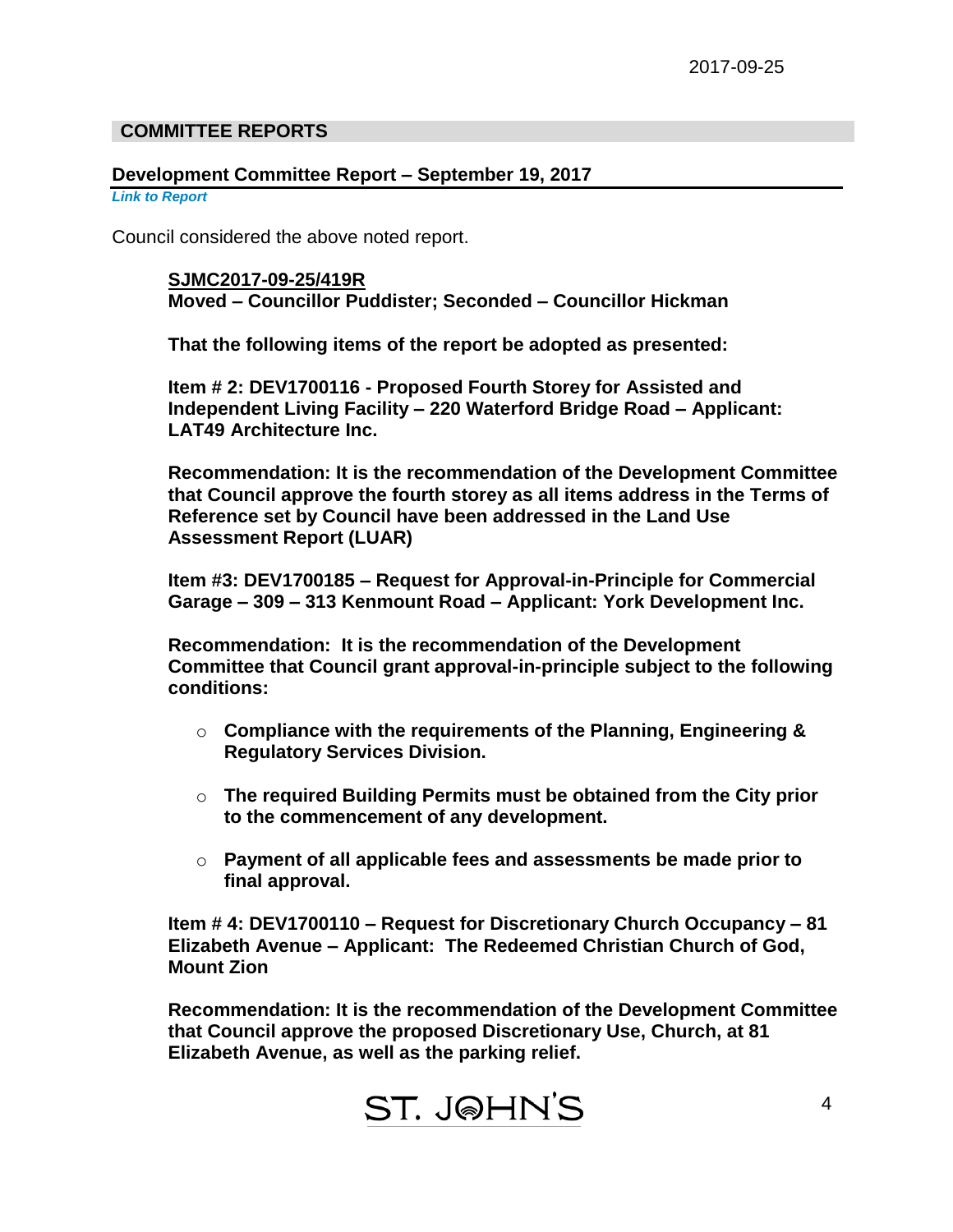## COMMITTEE REPORTS

### Development Committee Report – September 19, 2017

*Link to Report*

Council considered the above noted report.

> **SJMC2017-09-25/419R**
> **Moved – Councillor Puddister; Seconded – Councillor Hickman**
>
> **That the following items of the report be adopted as presented:**
>
> **Item # 2: DEV1700116 - Proposed Fourth Storey for Assisted and Independent Living Facility – 220 Waterford Bridge Road – Applicant: LAT49 Architecture Inc.**
>
> **Recommendation: It is the recommendation of the Development Committee that Council approve the fourth storey as all items address in the Terms of Reference set by Council have been addressed in the Land Use Assessment Report (LUAR)**
>
> **Item #3: DEV1700185 – Request for Approval-in-Principle for Commercial Garage – 309 – 313 Kenmount Road – Applicant: York Development Inc.**
>
> **Recommendation: It is the recommendation of the Development Committee that Council grant approval-in-principle subject to the following conditions:**
>
> - **Compliance with the requirements of the Planning, Engineering & Regulatory Services Division.**
> - **The required Building Permits must be obtained from the City prior to the commencement of any development.**
> - **Payment of all applicable fees and assessments be made prior to final approval.**
>
> **Item # 4: DEV1700110 – Request for Discretionary Church Occupancy – 81 Elizabeth Avenue – Applicant: The Redeemed Christian Church of God, Mount Zion**
>
> **Recommendation: It is the recommendation of the Development Committee that Council approve the proposed Discretionary Use, Church, at 81 Elizabeth Avenue, as well as the parking relief.**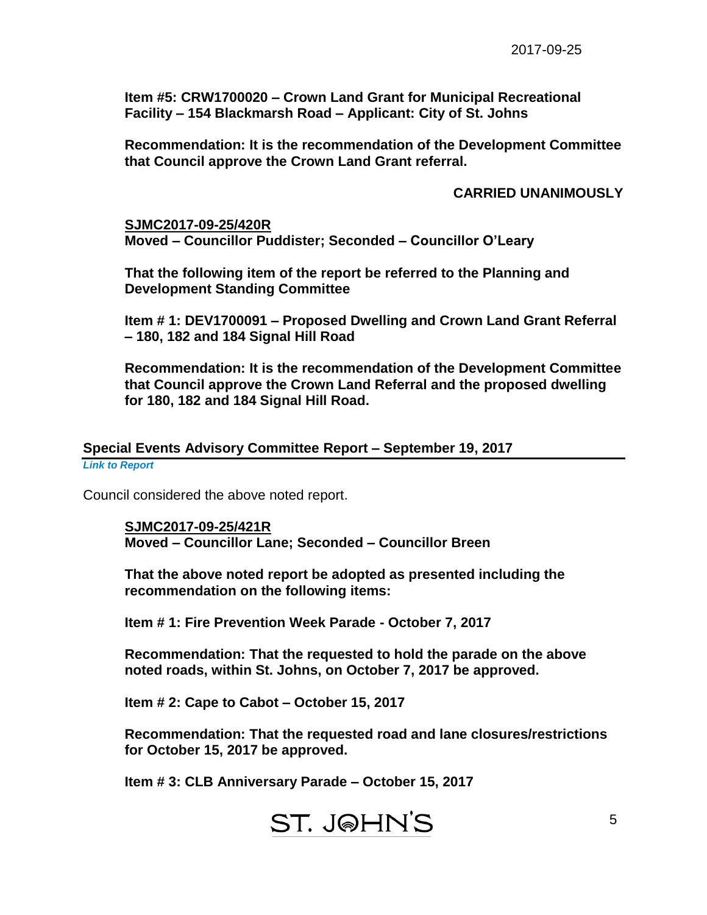**Item #5: CRW1700020 – Crown Land Grant for Municipal Recreational Facility – 154 Blackmarsh Road – Applicant: City of St. Johns**

**Recommendation: It is the recommendation of the Development Committee that Council approve the Crown Land Grant referral.**

**CARRIED UNANIMOUSLY**

**SJMC2017-09-25/420R**
**Moved – Councillor Puddister; Seconded – Councillor O'Leary**

**That the following item of the report be referred to the Planning and Development Standing Committee**

**Item # 1: DEV1700091 – Proposed Dwelling and Crown Land Grant Referral – 180, 182 and 184 Signal Hill Road**

**Recommendation: It is the recommendation of the Development Committee that Council approve the Crown Land Referral and the proposed dwelling for 180, 182 and 184 Signal Hill Road.**

## Special Events Advisory Committee Report – September 19, 2017

*Link to Report*

Council considered the above noted report.

**SJMC2017-09-25/421R**
**Moved – Councillor Lane; Seconded – Councillor Breen**

**That the above noted report be adopted as presented including the recommendation on the following items:**

**Item # 1: Fire Prevention Week Parade - October 7, 2017**

**Recommendation: That the requested to hold the parade on the above noted roads, within St. Johns, on October 7, 2017 be approved.**

**Item # 2: Cape to Cabot – October 15, 2017**

**Recommendation: That the requested road and lane closures/restrictions for October 15, 2017 be approved.**

**Item # 3: CLB Anniversary Parade – October 15, 2017**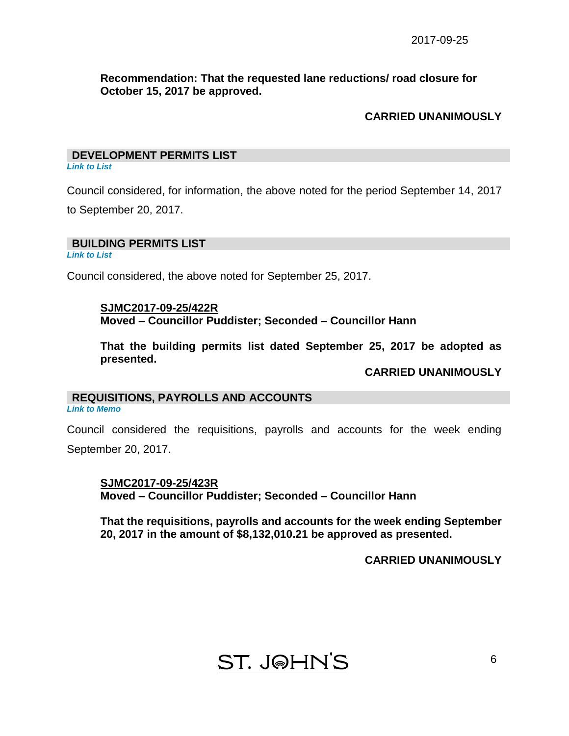**Recommendation: That the requested lane reductions/ road closure for October 15, 2017 be approved.**

**CARRIED UNANIMOUSLY**

## DEVELOPMENT PERMITS LIST

***Link to List***

Council considered, for information, the above noted for the period September 14, 2017 to September 20, 2017.

## BUILDING PERMITS LIST

***Link to List***

Council considered, the above noted for September 25, 2017.

**SJMC2017-09-25/422R**
**Moved – Councillor Puddister; Seconded – Councillor Hann**

**That the building permits list dated September 25, 2017 be adopted as presented.**

**CARRIED UNANIMOUSLY**

## REQUISITIONS, PAYROLLS AND ACCOUNTS

***Link to Memo***

Council considered the requisitions, payrolls and accounts for the week ending September 20, 2017.

**SJMC2017-09-25/423R**
**Moved – Councillor Puddister; Seconded – Councillor Hann**

**That the requisitions, payrolls and accounts for the week ending September 20, 2017 in the amount of $8,132,010.21 be approved as presented.**

**CARRIED UNANIMOUSLY**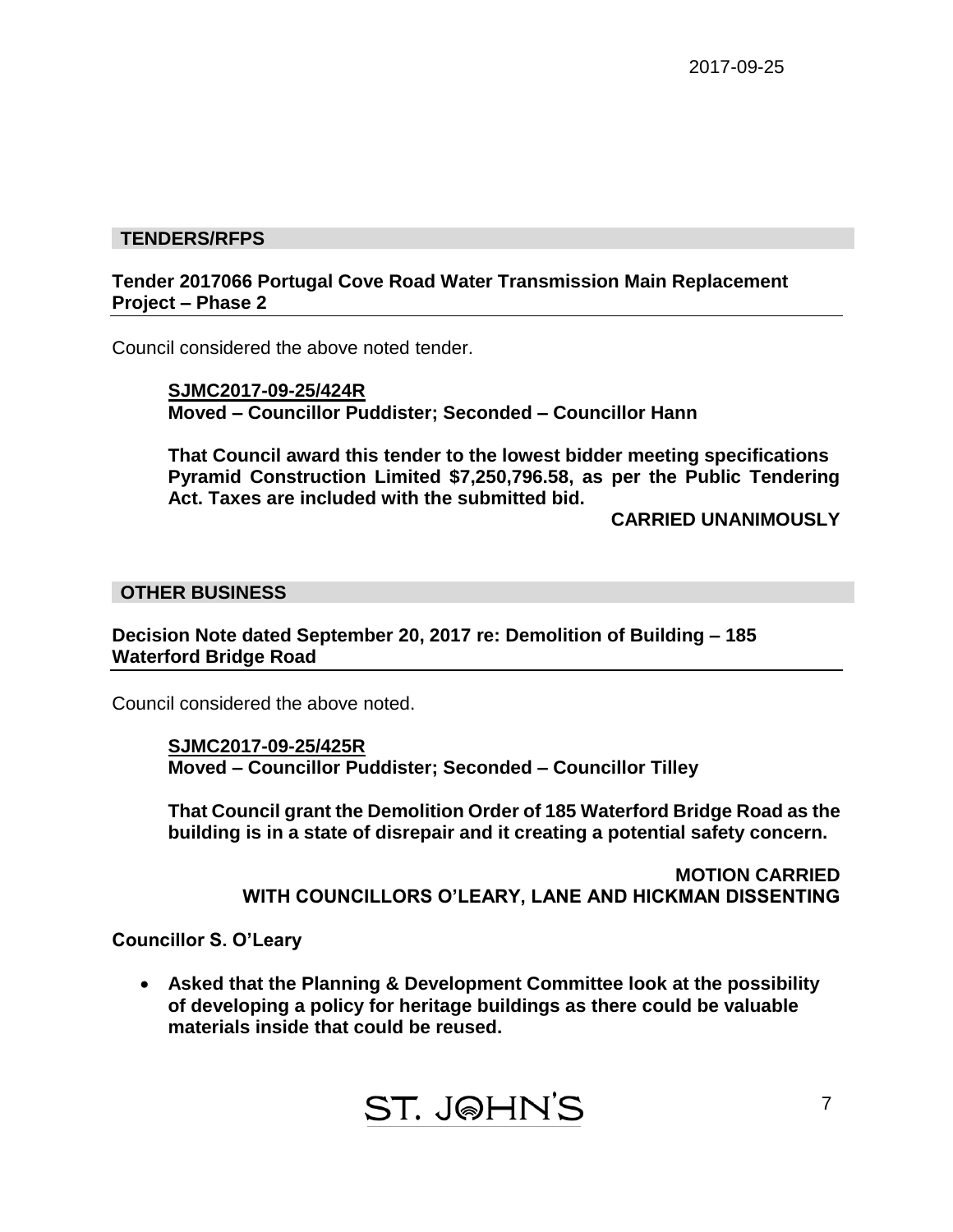## TENDERS/RFPS

### Tender 2017066 Portugal Cove Road Water Transmission Main Replacement Project – Phase 2

Council considered the above noted tender.

**SJMC2017-09-25/424R**
**Moved – Councillor Puddister; Seconded – Councillor Hann**

**That Council award this tender to the lowest bidder meeting specifications Pyramid Construction Limited $7,250,796.58, as per the Public Tendering Act. Taxes are included with the submitted bid.**

**CARRIED UNANIMOUSLY**

## OTHER BUSINESS

### Decision Note dated September 20, 2017 re: Demolition of Building – 185 Waterford Bridge Road

Council considered the above noted.

**SJMC2017-09-25/425R**
**Moved – Councillor Puddister; Seconded – Councillor Tilley**

**That Council grant the Demolition Order of 185 Waterford Bridge Road as the building is in a state of disrepair and it creating a potential safety concern.**

**MOTION CARRIED**
**WITH COUNCILLORS O'LEARY, LANE AND HICKMAN DISSENTING**

**Councillor S. O'Leary**

- **Asked that the Planning & Development Committee look at the possibility of developing a policy for heritage buildings as there could be valuable materials inside that could be reused.**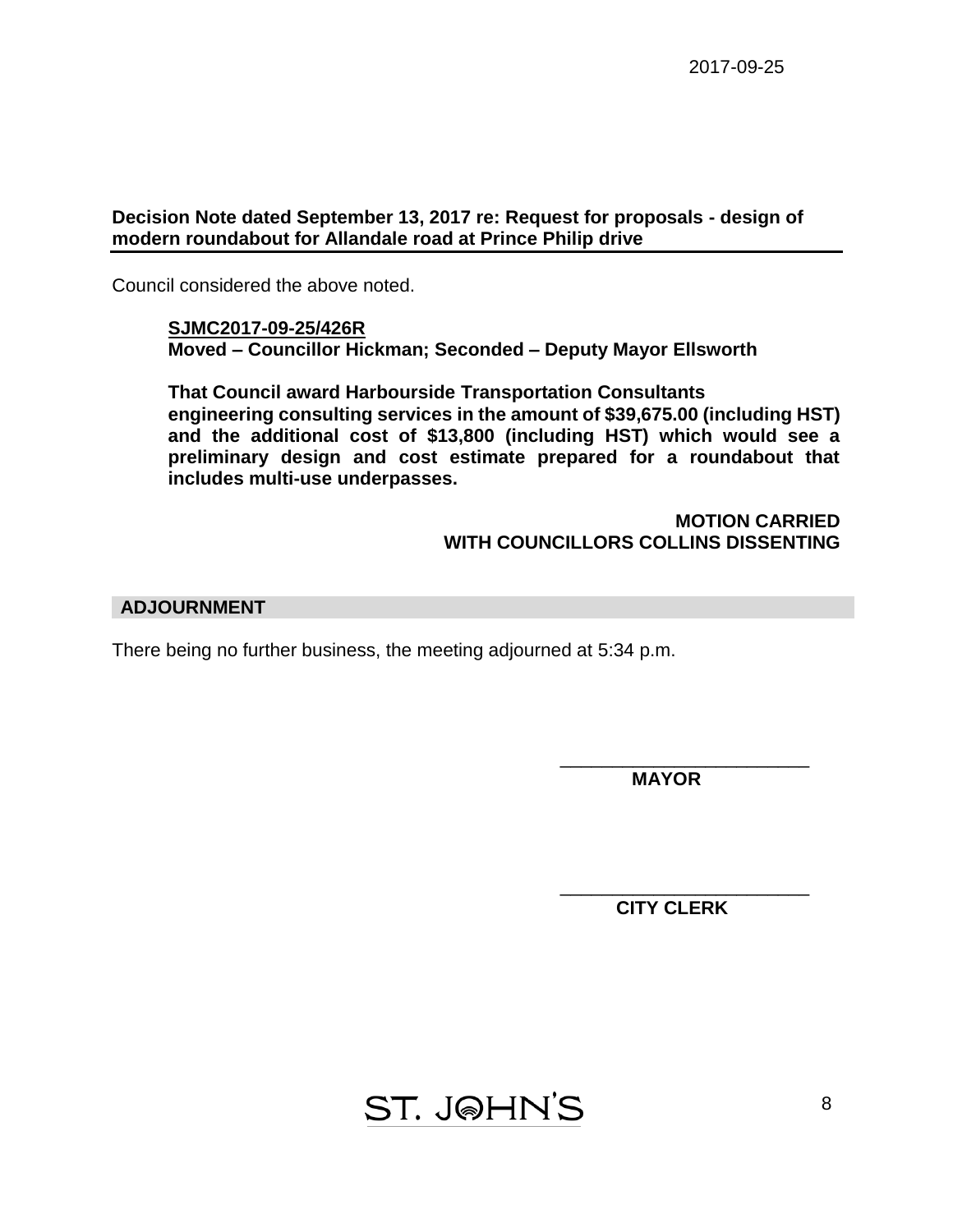**Decision Note dated September 13, 2017 re: Request for proposals - design of modern roundabout for Allandale road at Prince Philip drive**

Council considered the above noted.

> **SJMC2017-09-25/426R**
> **Moved – Councillor Hickman; Seconded – Deputy Mayor Ellsworth**
>
> **That Council award Harbourside Transportation Consultants engineering consulting services in the amount of $39,675.00 (including HST) and the additional cost of $13,800 (including HST) which would see a preliminary design and cost estimate prepared for a roundabout that includes multi-use underpasses.**
>
> **MOTION CARRIED**
> **WITH COUNCILLORS COLLINS DISSENTING**

## ADJOURNMENT

There being no further business, the meeting adjourned at 5:34 p.m.

\_\_\_\_\_\_\_\_\_\_\_\_\_\_\_\_\_\_\_\_\_\_\_\_
**MAYOR**

\_\_\_\_\_\_\_\_\_\_\_\_\_\_\_\_\_\_\_\_\_\_\_\_
**CITY CLERK**